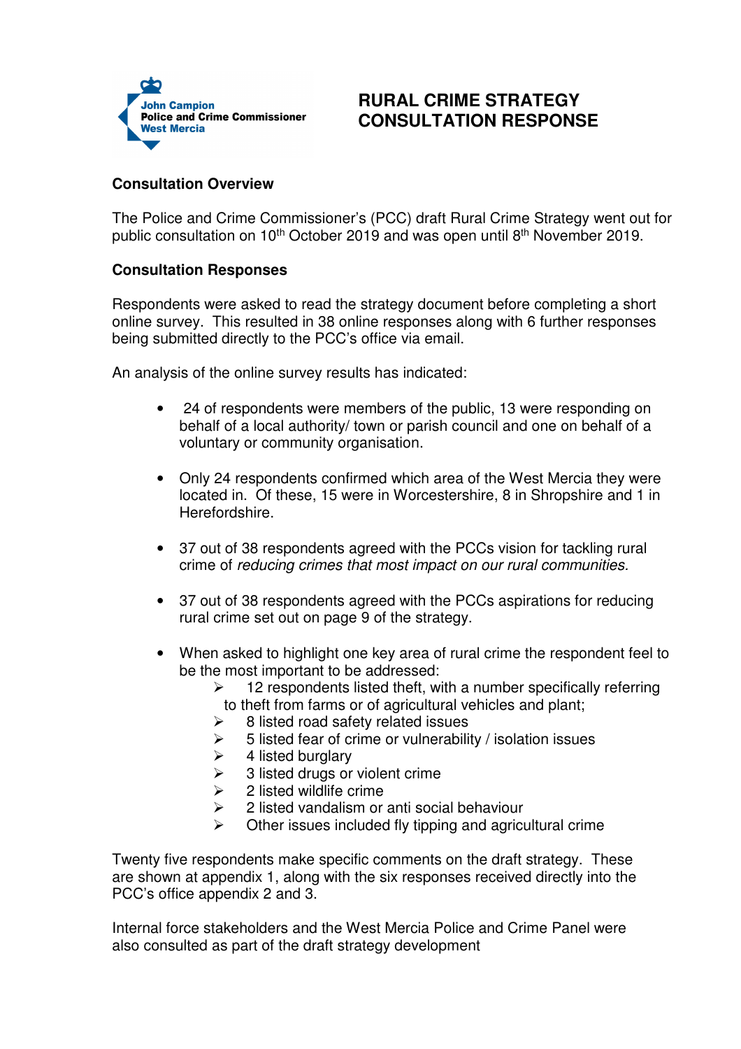John Campion
Police and Crime Commissioner
West Mercia

# RURAL CRIME STRATEGY CONSULTATION RESPONSE

**Consultation Overview**

The Police and Crime Commissioner's (PCC) draft Rural Crime Strategy went out for public consultation on 10th October 2019 and was open until 8th November 2019.

**Consultation Responses**

Respondents were asked to read the strategy document before completing a short online survey. This resulted in 38 online responses along with 6 further responses being submitted directly to the PCC's office via email.

An analysis of the online survey results has indicated:

- 24 of respondents were members of the public, 13 were responding on behalf of a local authority/ town or parish council and one on behalf of a voluntary or community organisation.
- Only 24 respondents confirmed which area of the West Mercia they were located in. Of these, 15 were in Worcestershire, 8 in Shropshire and 1 in Herefordshire.
- 37 out of 38 respondents agreed with the PCCs vision for tackling rural crime of *reducing crimes that most impact on our rural communities.*
- 37 out of 38 respondents agreed with the PCCs aspirations for reducing rural crime set out on page 9 of the strategy.
- When asked to highlight one key area of rural crime the respondent feel to be the most important to be addressed:
  - 12 respondents listed theft, with a number specifically referring to theft from farms or of agricultural vehicles and plant;
  - 8 listed road safety related issues
  - 5 listed fear of crime or vulnerability / isolation issues
  - 4 listed burglary
  - 3 listed drugs or violent crime
  - 2 listed wildlife crime
  - 2 listed vandalism or anti social behaviour
  - Other issues included fly tipping and agricultural crime

Twenty five respondents make specific comments on the draft strategy. These are shown at appendix 1, along with the six responses received directly into the PCC's office appendix 2 and 3.

Internal force stakeholders and the West Mercia Police and Crime Panel were also consulted as part of the draft strategy development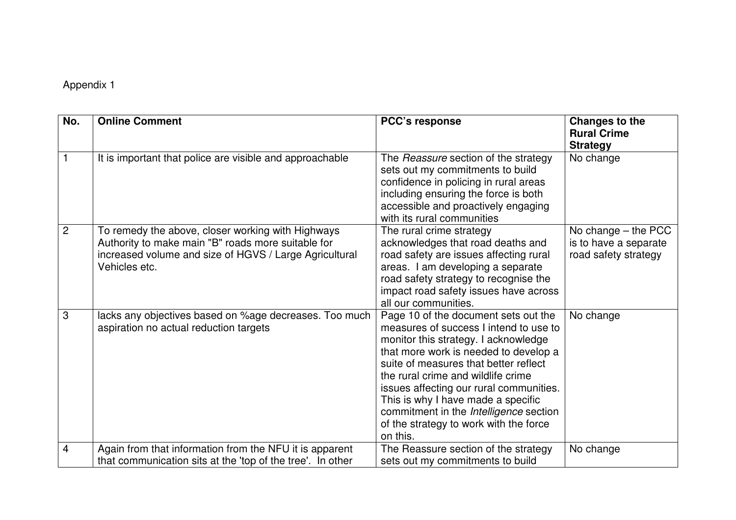Appendix 1

| No. | Online Comment | PCC's response | Changes to the Rural Crime Strategy |
|---|---|---|---|
| 1 | It is important that police are visible and approachable | The *Reassure* section of the strategy sets out my commitments to build confidence in policing in rural areas including ensuring the force is both accessible and proactively engaging with its rural communities | No change |
| 2 | To remedy the above, closer working with Highways Authority to make main "B" roads more suitable for increased volume and size of HGVS / Large Agricultural Vehicles etc. | The rural crime strategy acknowledges that road deaths and road safety are issues affecting rural areas. I am developing a separate road safety strategy to recognise the impact road safety issues have across all our communities. | No change – the PCC is to have a separate road safety strategy |
| 3 | lacks any objectives based on %age decreases. Too much aspiration no actual reduction targets | Page 10 of the document sets out the measures of success I intend to use to monitor this strategy. I acknowledge that more work is needed to develop a suite of measures that better reflect the rural crime and wildlife crime issues affecting our rural communities. This is why I have made a specific commitment in the *Intelligence* section of the strategy to work with the force on this. | No change |
| 4 | Again from that information from the NFU it is apparent that communication sits at the 'top of the tree'. In other | The Reassure section of the strategy sets out my commitments to build | No change |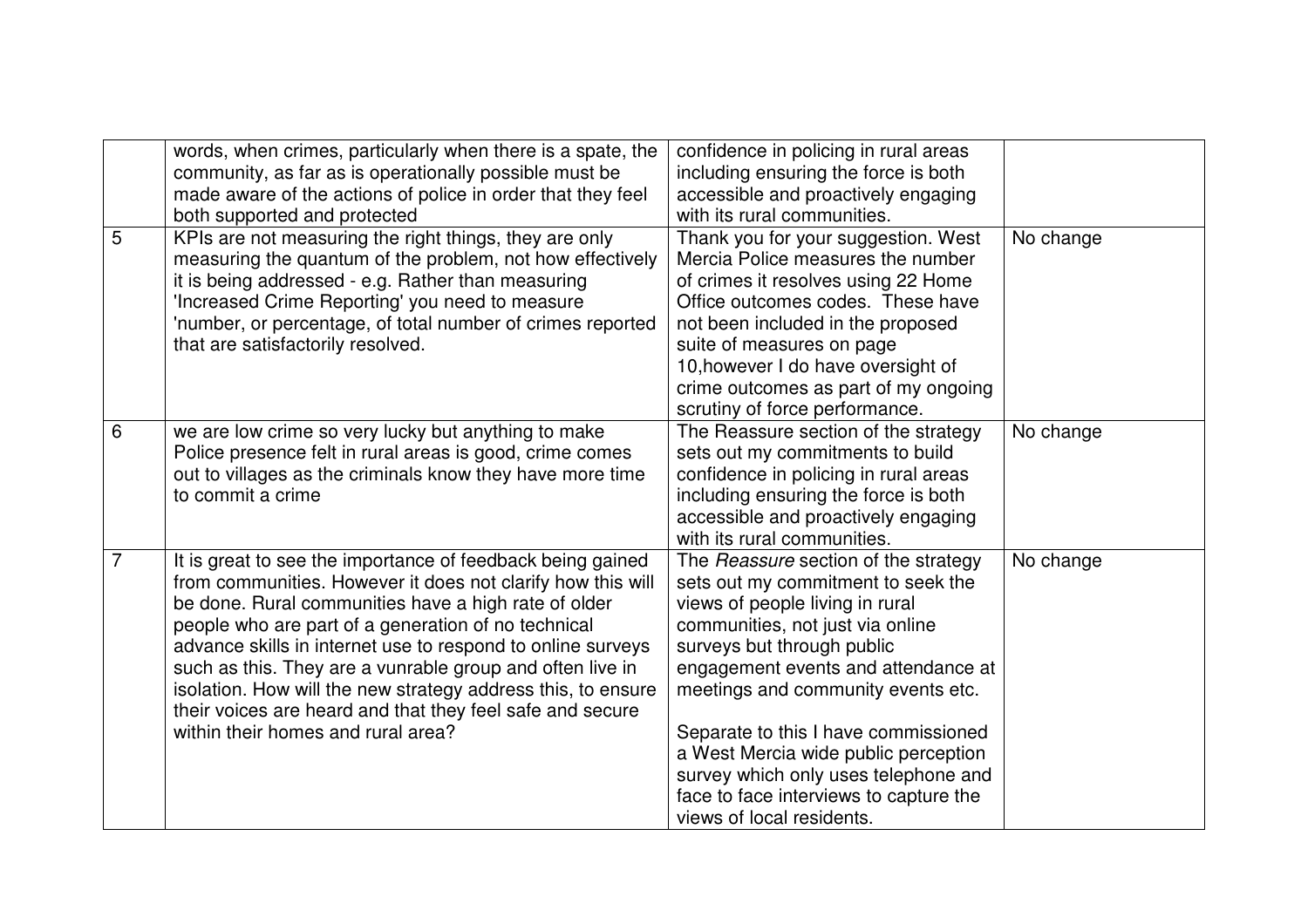| | | | |
|---|---|---|---|
| | words, when crimes, particularly when there is a spate, the community, as far as is operationally possible must be made aware of the actions of police in order that they feel both supported and protected | confidence in policing in rural areas including ensuring the force is both accessible and proactively engaging with its rural communities. | |
| 5 | KPIs are not measuring the right things, they are only measuring the quantum of the problem, not how effectively it is being addressed - e.g. Rather than measuring 'Increased Crime Reporting' you need to measure 'number, or percentage, of total number of crimes reported that are satisfactorily resolved. | Thank you for your suggestion. West Mercia Police measures the number of crimes it resolves using 22 Home Office outcomes codes. These have not been included in the proposed suite of measures on page 10,however I do have oversight of crime outcomes as part of my ongoing scrutiny of force performance. | No change |
| 6 | we are low crime so very lucky but anything to make Police presence felt in rural areas is good, crime comes out to villages as the criminals know they have more time to commit a crime | The Reassure section of the strategy sets out my commitments to build confidence in policing in rural areas including ensuring the force is both accessible and proactively engaging with its rural communities. | No change |
| 7 | It is great to see the importance of feedback being gained from communities. However it does not clarify how this will be done. Rural communities have a high rate of older people who are part of a generation of no technical advance skills in internet use to respond to online surveys such as this. They are a vunrable group and often live in isolation. How will the new strategy address this, to ensure their voices are heard and that they feel safe and secure within their homes and rural area? | The *Reassure* section of the strategy sets out my commitment to seek the views of people living in rural communities, not just via online surveys but through public engagement events and attendance at meetings and community events etc.<br><br>Separate to this I have commissioned a West Mercia wide public perception survey which only uses telephone and face to face interviews to capture the views of local residents. | No change |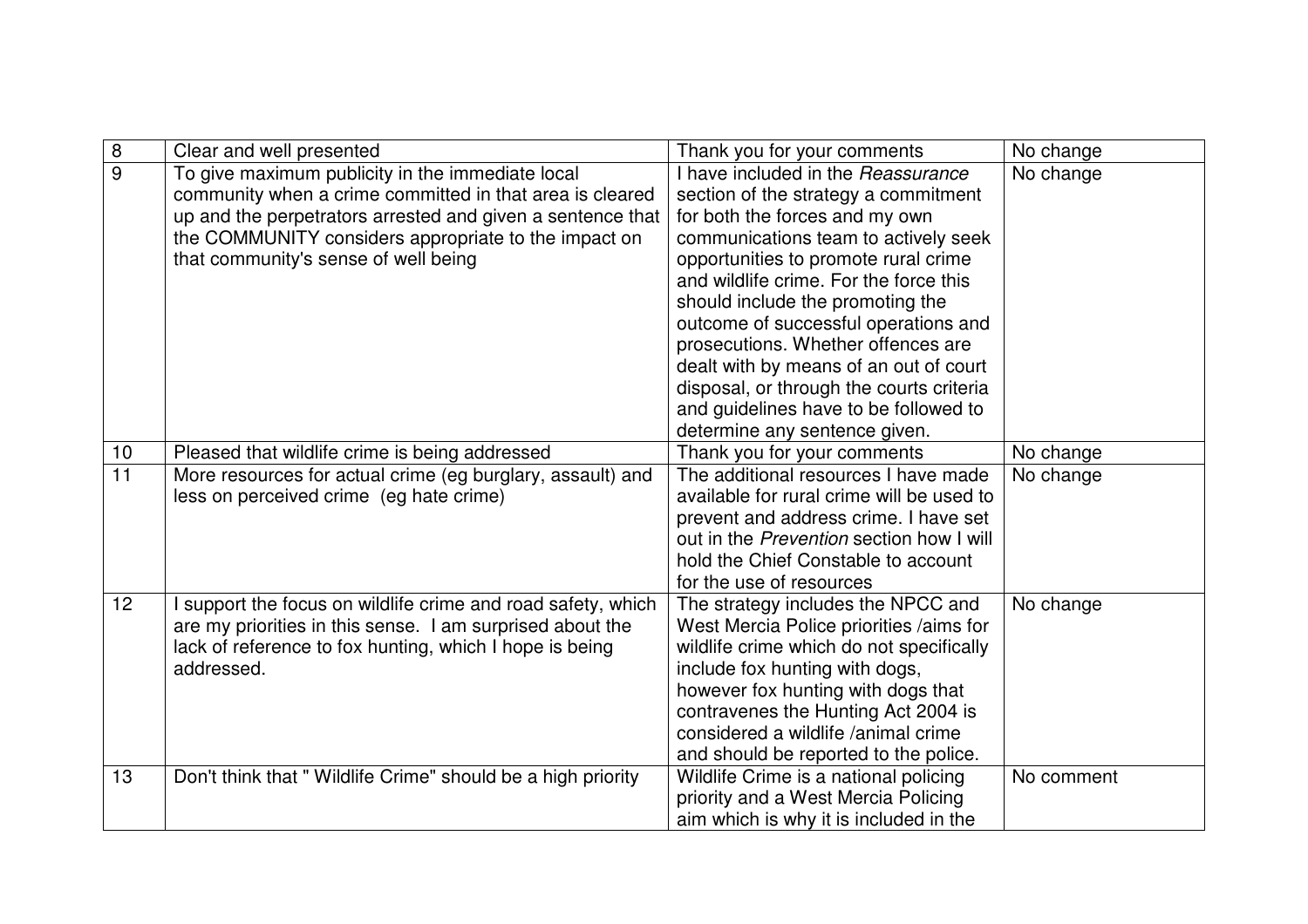| 8 | Clear and well presented | Thank you for your comments | No change |
|---|---|---|---|
| 9 | To give maximum publicity in the immediate local community when a crime committed in that area is cleared up and the perpetrators arrested and given a sentence that the COMMUNITY considers appropriate to the impact on that community's sense of well being | I have included in the *Reassurance* section of the strategy a commitment for both the forces and my own communications team to actively seek opportunities to promote rural crime and wildlife crime. For the force this should include the promoting the outcome of successful operations and prosecutions. Whether offences are dealt with by means of an out of court disposal, or through the courts criteria and guidelines have to be followed to determine any sentence given. | No change |
| 10 | Pleased that wildlife crime is being addressed | Thank you for your comments | No change |
| 11 | More resources for actual crime (eg burglary, assault) and less on perceived crime (eg hate crime) | The additional resources I have made available for rural crime will be used to prevent and address crime. I have set out in the *Prevention* section how I will hold the Chief Constable to account for the use of resources | No change |
| 12 | I support the focus on wildlife crime and road safety, which are my priorities in this sense. I am surprised about the lack of reference to fox hunting, which I hope is being addressed. | The strategy includes the NPCC and West Mercia Police priorities /aims for wildlife crime which do not specifically include fox hunting with dogs, however fox hunting with dogs that contravenes the Hunting Act 2004 is considered a wildlife /animal crime and should be reported to the police. | No change |
| 13 | Don't think that " Wildlife Crime" should be a high priority | Wildlife Crime is a national policing priority and a West Mercia Policing aim which is why it is included in the | No comment |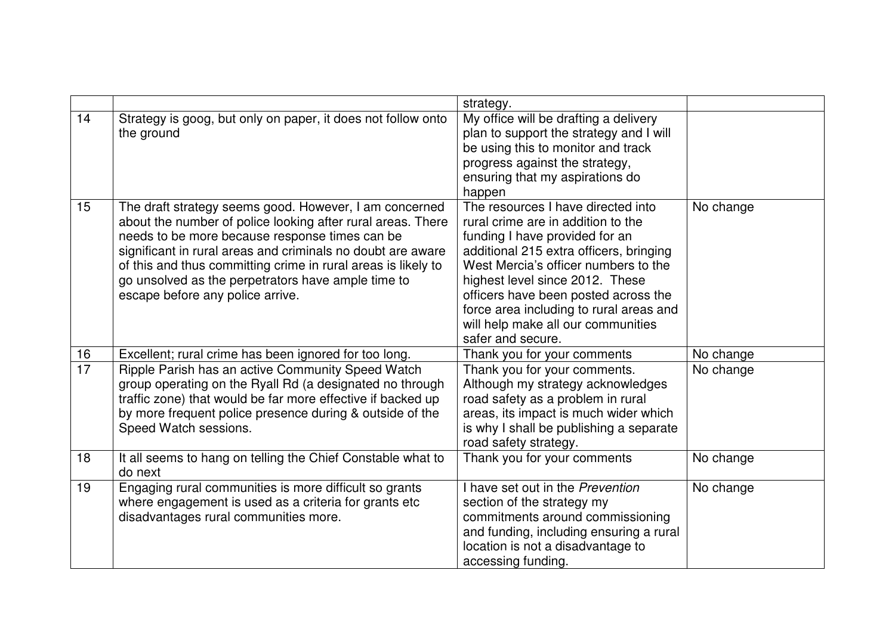| | | strategy. | |
|---|---|---|---|
| 14 | Strategy is goog, but only on paper, it does not follow onto the ground | My office will be drafting a delivery plan to support the strategy and I will be using this to monitor and track progress against the strategy, ensuring that my aspirations do happen | |
| 15 | The draft strategy seems good. However, I am concerned about the number of police looking after rural areas. There needs to be more because response times can be significant in rural areas and criminals no doubt are aware of this and thus committing crime in rural areas is likely to go unsolved as the perpetrators have ample time to escape before any police arrive. | The resources I have directed into rural crime are in addition to the funding I have provided for an additional 215 extra officers, bringing West Mercia's officer numbers to the highest level since 2012. These officers have been posted across the force area including to rural areas and will help make all our communities safer and secure. | No change |
| 16 | Excellent; rural crime has been ignored for too long. | Thank you for your comments | No change |
| 17 | Ripple Parish has an active Community Speed Watch group operating on the Ryall Rd (a designated no through traffic zone) that would be far more effective if backed up by more frequent police presence during & outside of the Speed Watch sessions. | Thank you for your comments. Although my strategy acknowledges road safety as a problem in rural areas, its impact is much wider which is why I shall be publishing a separate road safety strategy. | No change |
| 18 | It all seems to hang on telling the Chief Constable what to do next | Thank you for your comments | No change |
| 19 | Engaging rural communities is more difficult so grants where engagement is used as a criteria for grants etc disadvantages rural communities more. | I have set out in the *Prevention* section of the strategy my commitments around commissioning and funding, including ensuring a rural location is not a disadvantage to accessing funding. | No change |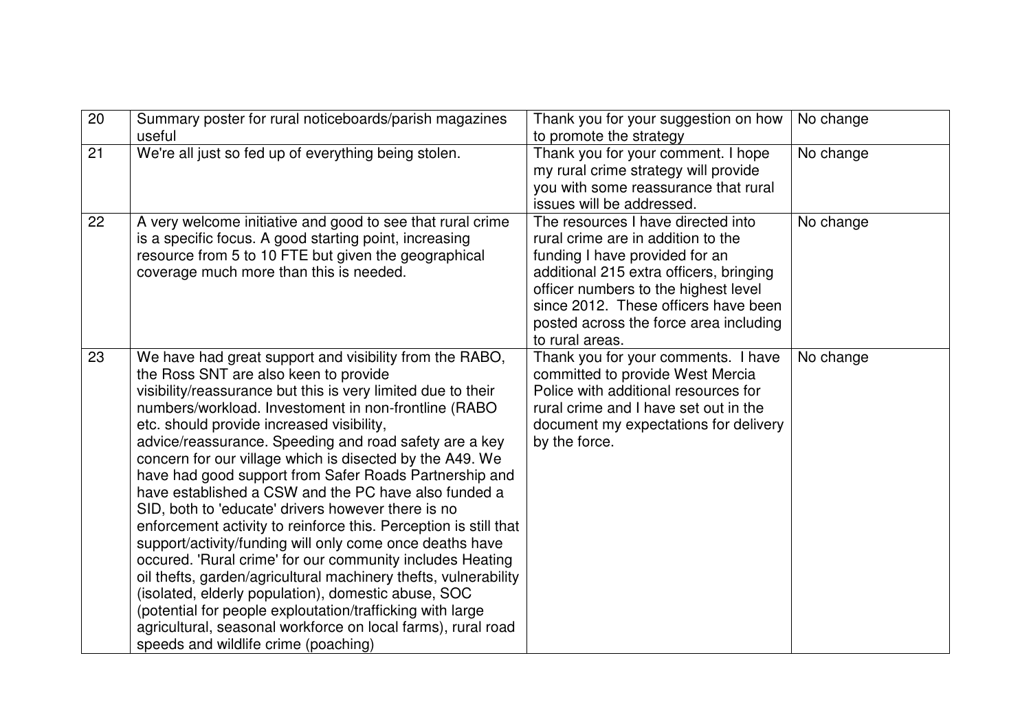| 20 | Summary poster for rural noticeboards/parish magazines useful | Thank you for your suggestion on how to promote the strategy | No change |
|---|---|---|---|
| 21 | We're all just so fed up of everything being stolen. | Thank you for your comment. I hope my rural crime strategy will provide you with some reassurance that rural issues will be addressed. | No change |
| 22 | A very welcome initiative and good to see that rural crime is a specific focus. A good starting point, increasing resource from 5 to 10 FTE but given the geographical coverage much more than this is needed. | The resources I have directed into rural crime are in addition to the funding I have provided for an additional 215 extra officers, bringing officer numbers to the highest level since 2012. These officers have been posted across the force area including to rural areas. | No change |
| 23 | We have had great support and visibility from the RABO, the Ross SNT are also keen to provide visibility/reassurance but this is very limited due to their numbers/workload. Investoment in non-frontline (RABO etc. should provide increased visibility, advice/reassurance. Speeding and road safety are a key concern for our village which is disected by the A49. We have had good support from Safer Roads Partnership and have established a CSW and the PC have also funded a SID, both to 'educate' drivers however there is no enforcement activity to reinforce this. Perception is still that support/activity/funding will only come once deaths have occured. 'Rural crime' for our community includes Heating oil thefts, garden/agricultural machinery thefts, vulnerability (isolated, elderly population), domestic abuse, SOC (potential for people exploutation/trafficking with large agricultural, seasonal workforce on local farms), rural road speeds and wildlife crime (poaching) | Thank you for your comments. I have committed to provide West Mercia Police with additional resources for rural crime and I have set out in the document my expectations for delivery by the force. | No change |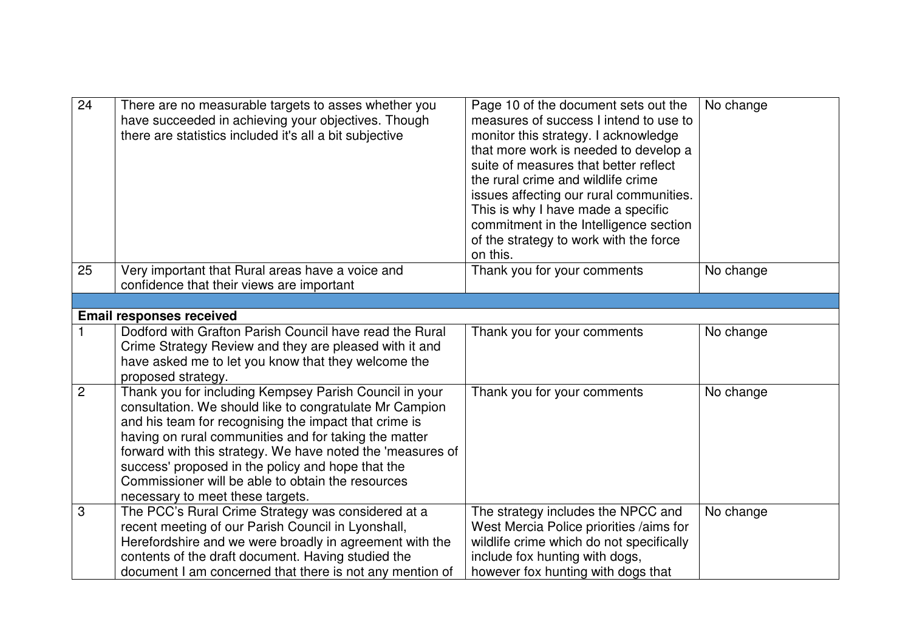| | | | |
|---|---|---|---|
| 24 | There are no measurable targets to asses whether you have succeeded in achieving your objectives. Though there are statistics included it's all a bit subjective | Page 10 of the document sets out the measures of success I intend to use to monitor this strategy. I acknowledge that more work is needed to develop a suite of measures that better reflect the rural crime and wildlife crime issues affecting our rural communities. This is why I have made a specific commitment in the Intelligence section of the strategy to work with the force on this. | No change |
| 25 | Very important that Rural areas have a voice and confidence that their views are important | Thank you for your comments | No change |
| | | | |
| **Email responses received** | | | |
| 1 | Dodford with Grafton Parish Council have read the Rural Crime Strategy Review and they are pleased with it and have asked me to let you know that they welcome the proposed strategy. | Thank you for your comments | No change |
| 2 | Thank you for including Kempsey Parish Council in your consultation. We should like to congratulate Mr Campion and his team for recognising the impact that crime is having on rural communities and for taking the matter forward with this strategy. We have noted the 'measures of success' proposed in the policy and hope that the Commissioner will be able to obtain the resources necessary to meet these targets. | Thank you for your comments | No change |
| 3 | The PCC's Rural Crime Strategy was considered at a recent meeting of our Parish Council in Lyonshall, Herefordshire and we were broadly in agreement with the contents of the draft document. Having studied the document I am concerned that there is not any mention of | The strategy includes the NPCC and West Mercia Police priorities /aims for wildlife crime which do not specifically include fox hunting with dogs, however fox hunting with dogs that | No change |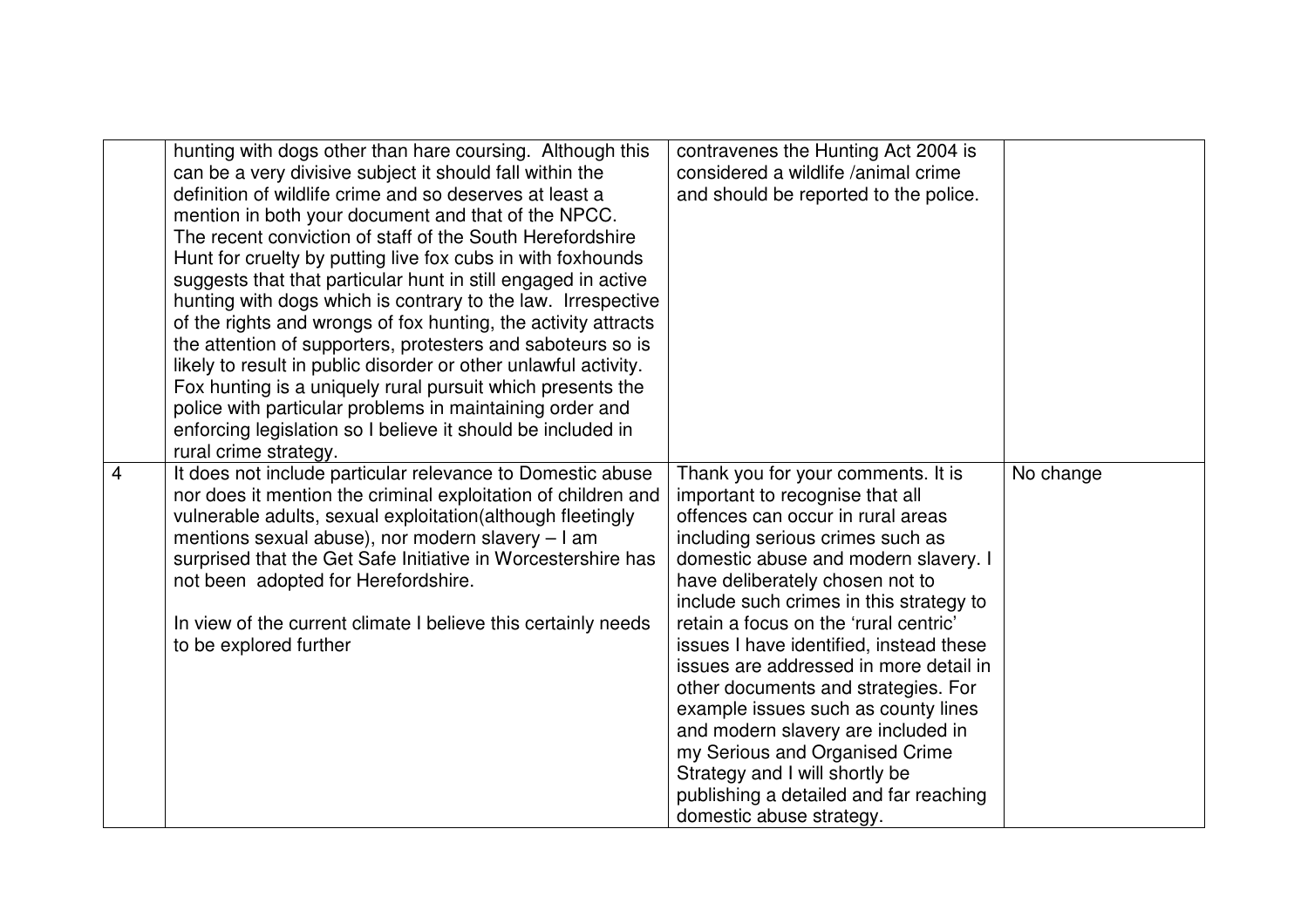| | | | |
|---|---|---|---|
| | hunting with dogs other than hare coursing. Although this can be a very divisive subject it should fall within the definition of wildlife crime and so deserves at least a mention in both your document and that of the NPCC. The recent conviction of staff of the South Herefordshire Hunt for cruelty by putting live fox cubs in with foxhounds suggests that that particular hunt in still engaged in active hunting with dogs which is contrary to the law. Irrespective of the rights and wrongs of fox hunting, the activity attracts the attention of supporters, protesters and saboteurs so is likely to result in public disorder or other unlawful activity. Fox hunting is a uniquely rural pursuit which presents the police with particular problems in maintaining order and enforcing legislation so I believe it should be included in rural crime strategy. | contravenes the Hunting Act 2004 is considered a wildlife /animal crime and should be reported to the police. | |
| 4 | It does not include particular relevance to Domestic abuse nor does it mention the criminal exploitation of children and vulnerable adults, sexual exploitation(although fleetingly mentions sexual abuse), nor modern slavery – I am surprised that the Get Safe Initiative in Worcestershire has not been adopted for Herefordshire.<br><br>In view of the current climate I believe this certainly needs to be explored further | Thank you for your comments. It is important to recognise that all offences can occur in rural areas including serious crimes such as domestic abuse and modern slavery. I have deliberately chosen not to include such crimes in this strategy to retain a focus on the 'rural centric' issues I have identified, instead these issues are addressed in more detail in other documents and strategies. For example issues such as county lines and modern slavery are included in my Serious and Organised Crime Strategy and I will shortly be publishing a detailed and far reaching domestic abuse strategy. | No change |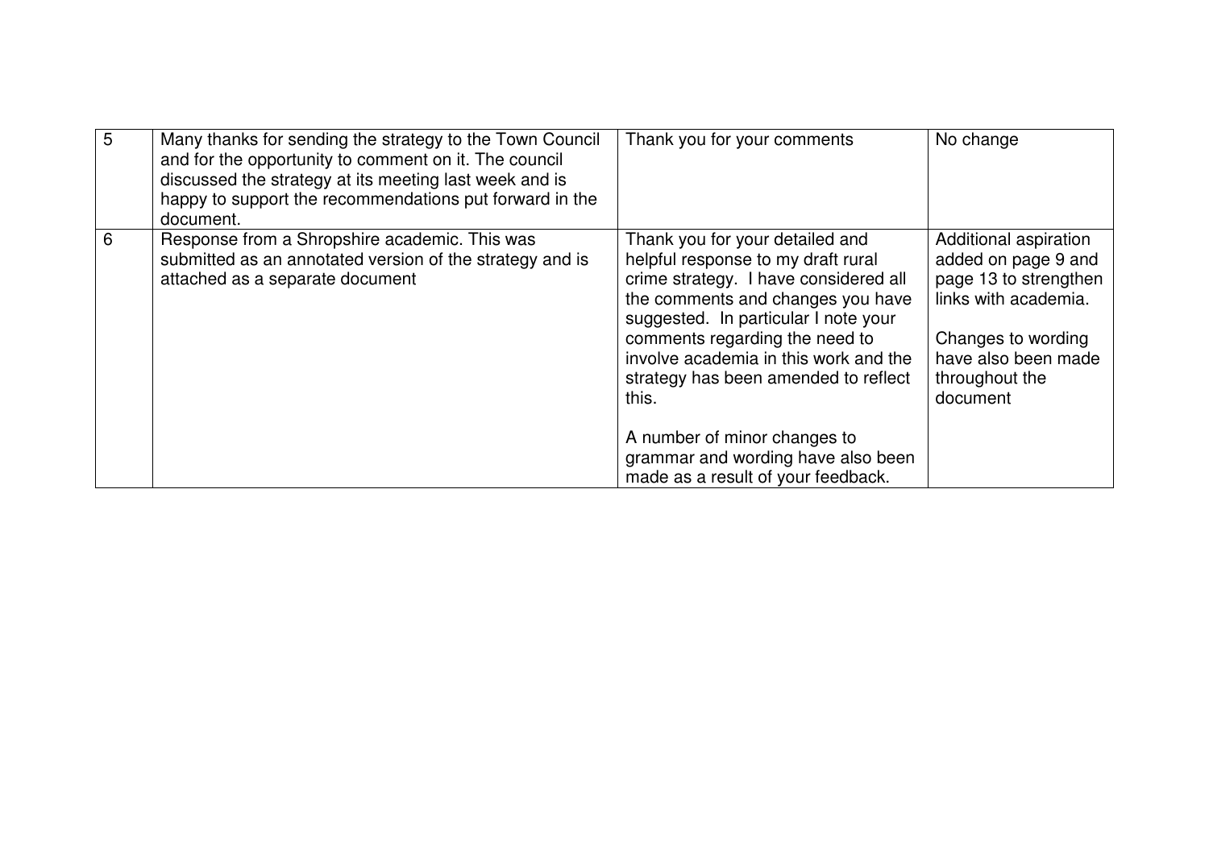| | | | |
|---|---|---|---|
| 5 | Many thanks for sending the strategy to the Town Council and for the opportunity to comment on it. The council discussed the strategy at its meeting last week and is happy to support the recommendations put forward in the document. | Thank you for your comments | No change |
| 6 | Response from a Shropshire academic. This was submitted as an annotated version of the strategy and is attached as a separate document | Thank you for your detailed and helpful response to my draft rural crime strategy. I have considered all the comments and changes you have suggested. In particular I note your comments regarding the need to involve academia in this work and the strategy has been amended to reflect this.<br><br>A number of minor changes to grammar and wording have also been made as a result of your feedback. | Additional aspiration added on page 9 and page 13 to strengthen links with academia.<br><br>Changes to wording have also been made throughout the document |